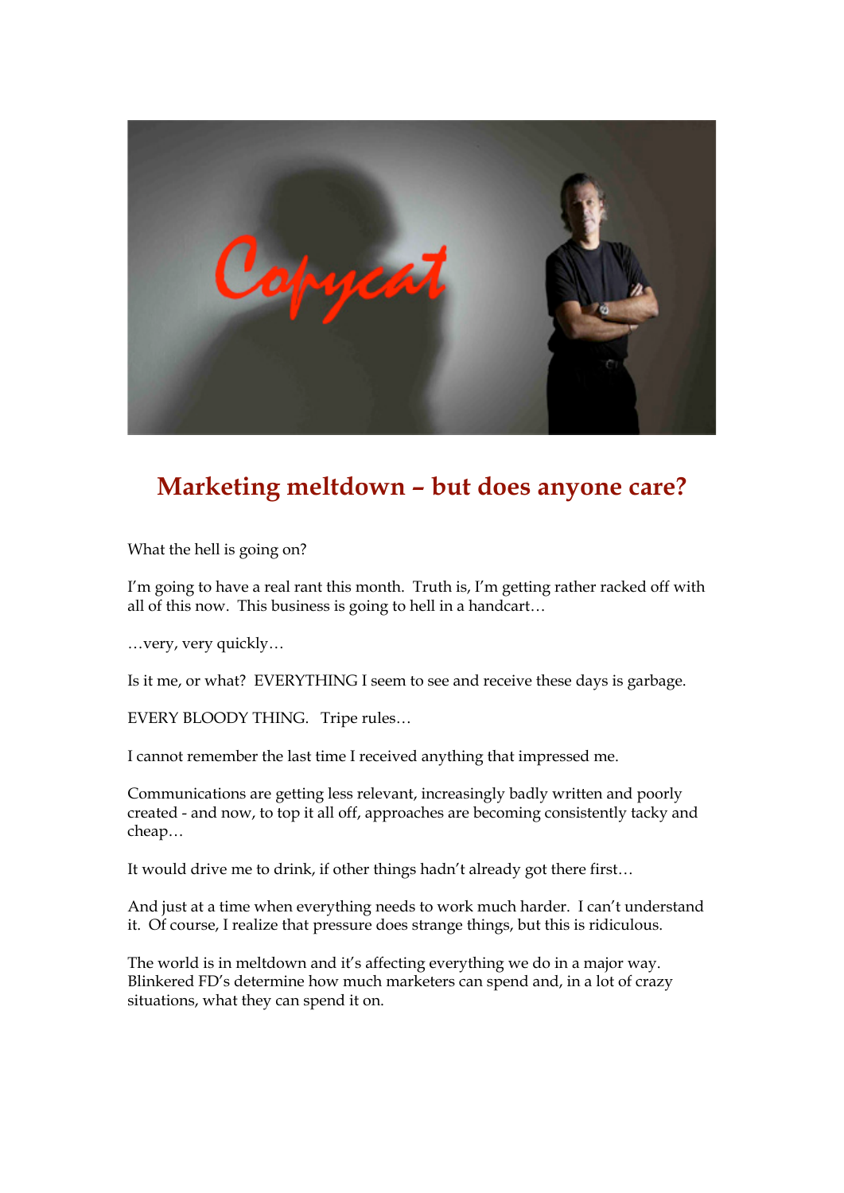# Marketing meltdown – but does anyone care?

What the hell is going on?

I'm going to have a real rant this month. Truth is, I'm getting rather racked off with all of this now. This business is going to hell in a handcart…

…very, very quickly…

Is it me, or what? EVERYTHING I seem to see and receive these days is garbage.

EVERY BLOODY THING. Tripe rules…

I cannot remember the last time I received anything that impressed me.

Communications are getting less relevant, increasingly badly written and poorly created - and now, to top it all off, approaches are becoming consistently tacky and cheap…

It would drive me to drink, if other things hadn't already got there first…

And just at a time when everything needs to work much harder. I can't understand it. Of course, I realize that pressure does strange things, but this is ridiculous.

The world is in meltdown and it's affecting everything we do in a major way. Blinkered FD's determine how much marketers can spend and, in a lot of crazy situations, what they can spend it on.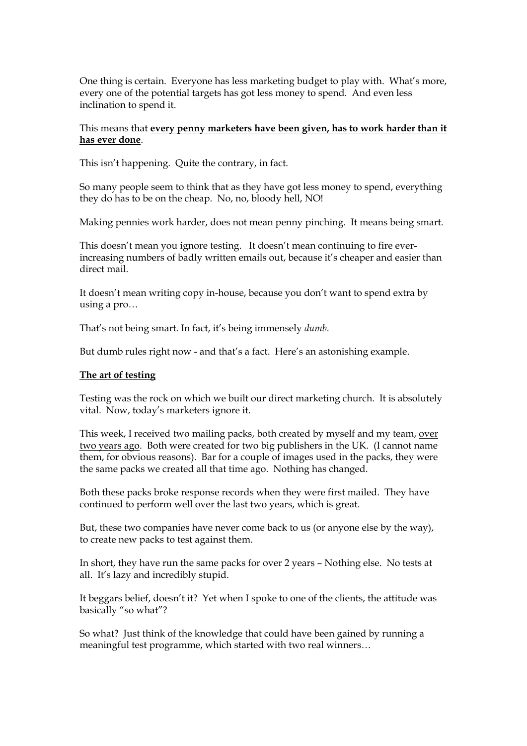One thing is certain. Everyone has less marketing budget to play with. What's more, every one of the potential targets has got less money to spend. And even less inclination to spend it.

This means that **<u>every penny marketers have been given, has to work harder than it has ever done</u>**.

This isn't happening. Quite the contrary, in fact.

So many people seem to think that as they have got less money to spend, everything they do has to be on the cheap. No, no, bloody hell, NO!

Making pennies work harder, does not mean penny pinching. It means being smart.

This doesn't mean you ignore testing. It doesn't mean continuing to fire ever-increasing numbers of badly written emails out, because it's cheaper and easier than direct mail.

It doesn't mean writing copy in-house, because you don't want to spend extra by using a pro…

That's not being smart. In fact, it's being immensely *dumb*.

But dumb rules right now - and that's a fact. Here's an astonishing example.

**<u>The art of testing</u>**

Testing was the rock on which we built our direct marketing church. It is absolutely vital. Now, today's marketers ignore it.

This week, I received two mailing packs, both created by myself and my team, <u>over two years ago</u>. Both were created for two big publishers in the UK. (I cannot name them, for obvious reasons). Bar for a couple of images used in the packs, they were the same packs we created all that time ago. Nothing has changed.

Both these packs broke response records when they were first mailed. They have continued to perform well over the last two years, which is great.

But, these two companies have never come back to us (or anyone else by the way), to create new packs to test against them.

In short, they have run the same packs for over 2 years – Nothing else. No tests at all. It's lazy and incredibly stupid.

It beggars belief, doesn't it? Yet when I spoke to one of the clients, the attitude was basically "so what"?

So what? Just think of the knowledge that could have been gained by running a meaningful test programme, which started with two real winners…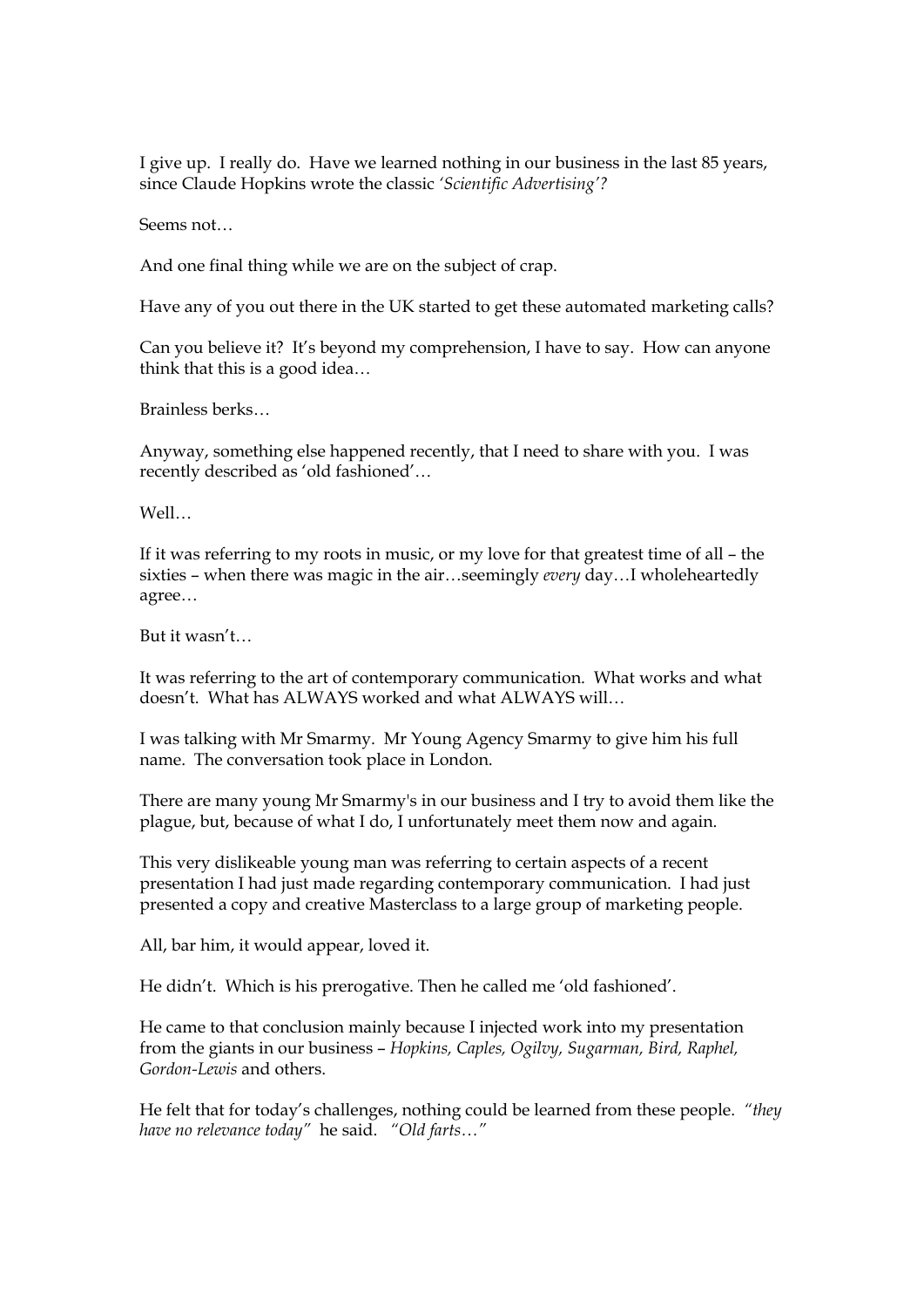I give up. I really do. Have we learned nothing in our business in the last 85 years, since Claude Hopkins wrote the classic *'Scientific Advertising'*?

Seems not…

And one final thing while we are on the subject of crap.

Have any of you out there in the UK started to get these automated marketing calls?

Can you believe it? It's beyond my comprehension, I have to say. How can anyone think that this is a good idea…

Brainless berks…

Anyway, something else happened recently, that I need to share with you. I was recently described as 'old fashioned'…

Well…

If it was referring to my roots in music, or my love for that greatest time of all – the sixties – when there was magic in the air…seemingly *every* day…I wholeheartedly agree…

But it wasn't…

It was referring to the art of contemporary communication. What works and what doesn't. What has ALWAYS worked and what ALWAYS will…

I was talking with Mr Smarmy. Mr Young Agency Smarmy to give him his full name. The conversation took place in London.

There are many young Mr Smarmy's in our business and I try to avoid them like the plague, but, because of what I do, I unfortunately meet them now and again.

This very dislikeable young man was referring to certain aspects of a recent presentation I had just made regarding contemporary communication. I had just presented a copy and creative Masterclass to a large group of marketing people.

All, bar him, it would appear, loved it.

He didn't. Which is his prerogative. Then he called me 'old fashioned'.

He came to that conclusion mainly because I injected work into my presentation from the giants in our business – *Hopkins, Caples, Ogilvy, Sugarman, Bird, Raphel, Gordon-Lewis* and others.

He felt that for today's challenges, nothing could be learned from these people. *"they have no relevance today"* he said. *"Old farts…"*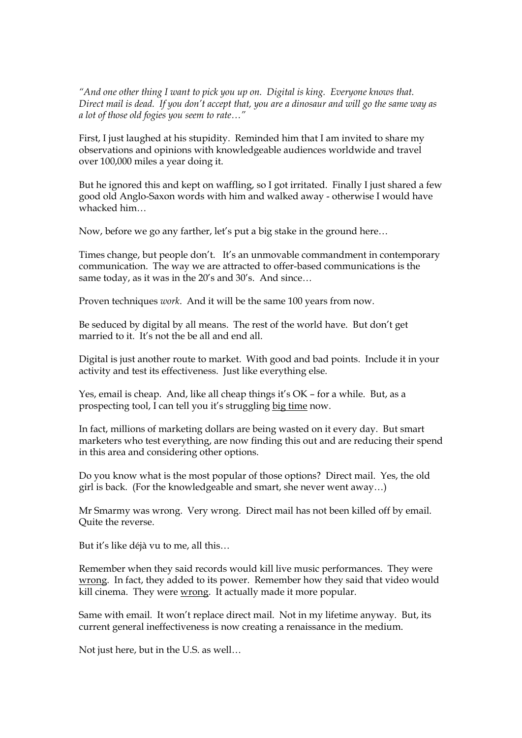*"And one other thing I want to pick you up on. Digital is king. Everyone knows that. Direct mail is dead. If you don't accept that, you are a dinosaur and will go the same way as a lot of those old fogies you seem to rate…"*

First, I just laughed at his stupidity. Reminded him that I am invited to share my observations and opinions with knowledgeable audiences worldwide and travel over 100,000 miles a year doing it.

But he ignored this and kept on waffling, so I got irritated. Finally I just shared a few good old Anglo-Saxon words with him and walked away - otherwise I would have whacked him…

Now, before we go any farther, let's put a big stake in the ground here…

Times change, but people don't. It's an unmovable commandment in contemporary communication. The way we are attracted to offer-based communications is the same today, as it was in the 20's and 30's. And since…

Proven techniques *work*. And it will be the same 100 years from now.

Be seduced by digital by all means. The rest of the world have. But don't get married to it. It's not the be all and end all.

Digital is just another route to market. With good and bad points. Include it in your activity and test its effectiveness. Just like everything else.

Yes, email is cheap. And, like all cheap things it's OK – for a while. But, as a prospecting tool, I can tell you it's struggling <u>big time</u> now.

In fact, millions of marketing dollars are being wasted on it every day. But smart marketers who test everything, are now finding this out and are reducing their spend in this area and considering other options.

Do you know what is the most popular of those options? Direct mail. Yes, the old girl is back. (For the knowledgeable and smart, she never went away…)

Mr Smarmy was wrong. Very wrong. Direct mail has not been killed off by email. Quite the reverse.

But it's like déjà vu to me, all this…

Remember when they said records would kill live music performances. They were <u>wrong</u>. In fact, they added to its power. Remember how they said that video would kill cinema. They were <u>wrong</u>. It actually made it more popular.

Same with email. It won't replace direct mail. Not in my lifetime anyway. But, its current general ineffectiveness is now creating a renaissance in the medium.

Not just here, but in the U.S. as well…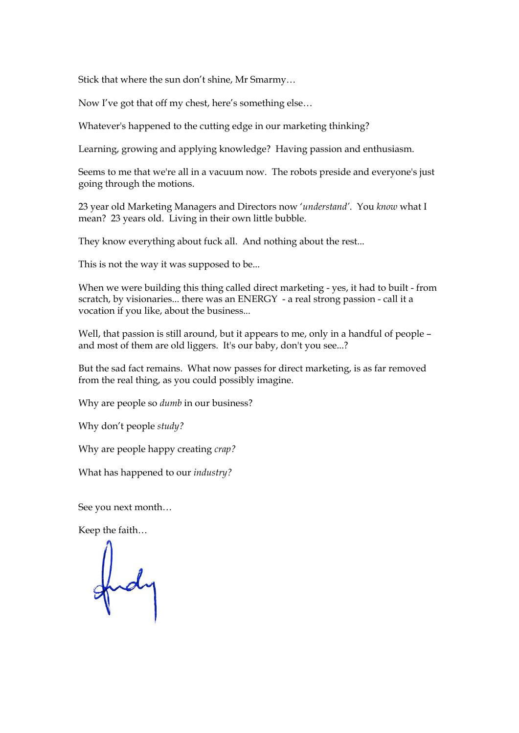Stick that where the sun don't shine, Mr Smarmy…

Now I've got that off my chest, here's something else…

Whatever's happened to the cutting edge in our marketing thinking?

Learning, growing and applying knowledge? Having passion and enthusiasm.

Seems to me that we're all in a vacuum now. The robots preside and everyone's just going through the motions.

23 year old Marketing Managers and Directors now '*understand*'. You *know* what I mean? 23 years old. Living in their own little bubble.

They know everything about fuck all. And nothing about the rest...

This is not the way it was supposed to be...

When we were building this thing called direct marketing - yes, it had to built - from scratch, by visionaries... there was an ENERGY - a real strong passion - call it a vocation if you like, about the business...

Well, that passion is still around, but it appears to me, only in a handful of people – and most of them are old liggers. It's our baby, don't you see...?

But the sad fact remains. What now passes for direct marketing, is as far removed from the real thing, as you could possibly imagine.

Why are people so *dumb* in our business?

Why don't people *study?*

Why are people happy creating *crap?*

What has happened to our *industry?*

See you next month…

Keep the faith…

Andy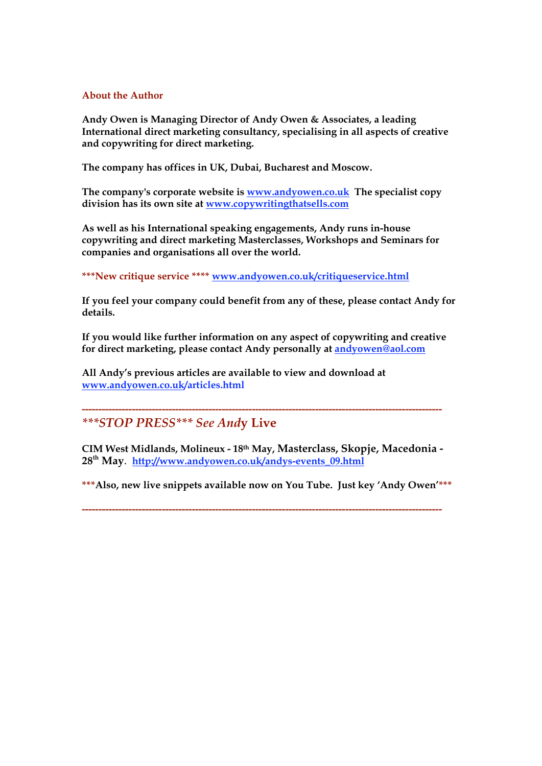## About the Author

**Andy Owen is Managing Director of Andy Owen & Associates, a leading International direct marketing consultancy, specialising in all aspects of creative and copywriting for direct marketing.**

**The company has offices in UK, Dubai, Bucharest and Moscow.**

**The company's corporate website is www.andyowen.co.uk The specialist copy division has its own site at www.copywritingthatsells.com**

**As well as his International speaking engagements, Andy runs in-house copywriting and direct marketing Masterclasses, Workshops and Seminars for companies and organisations all over the world.**

**\*\*\*New critique service \*\*\*\* www.andyowen.co.uk/critiqueservice.html**

**If you feel your company could benefit from any of these, please contact Andy for details.**

**If you would like further information on any aspect of copywriting and creative for direct marketing, please contact Andy personally at andyowen@aol.com**

**All Andy's previous articles are available to view and download at www.andyowen.co.uk/articles.html**

---

## *\*\*\*STOP PRESS\*\*\* See Andy* Live

**CIM West Midlands, Molineux - 18th May, Masterclass, Skopje, Macedonia - 28th May. http://www.andyowen.co.uk/andys-events_09.html**

**\*\*\*Also, new live snippets available now on You Tube. Just key 'Andy Owen'\*\*\***

---